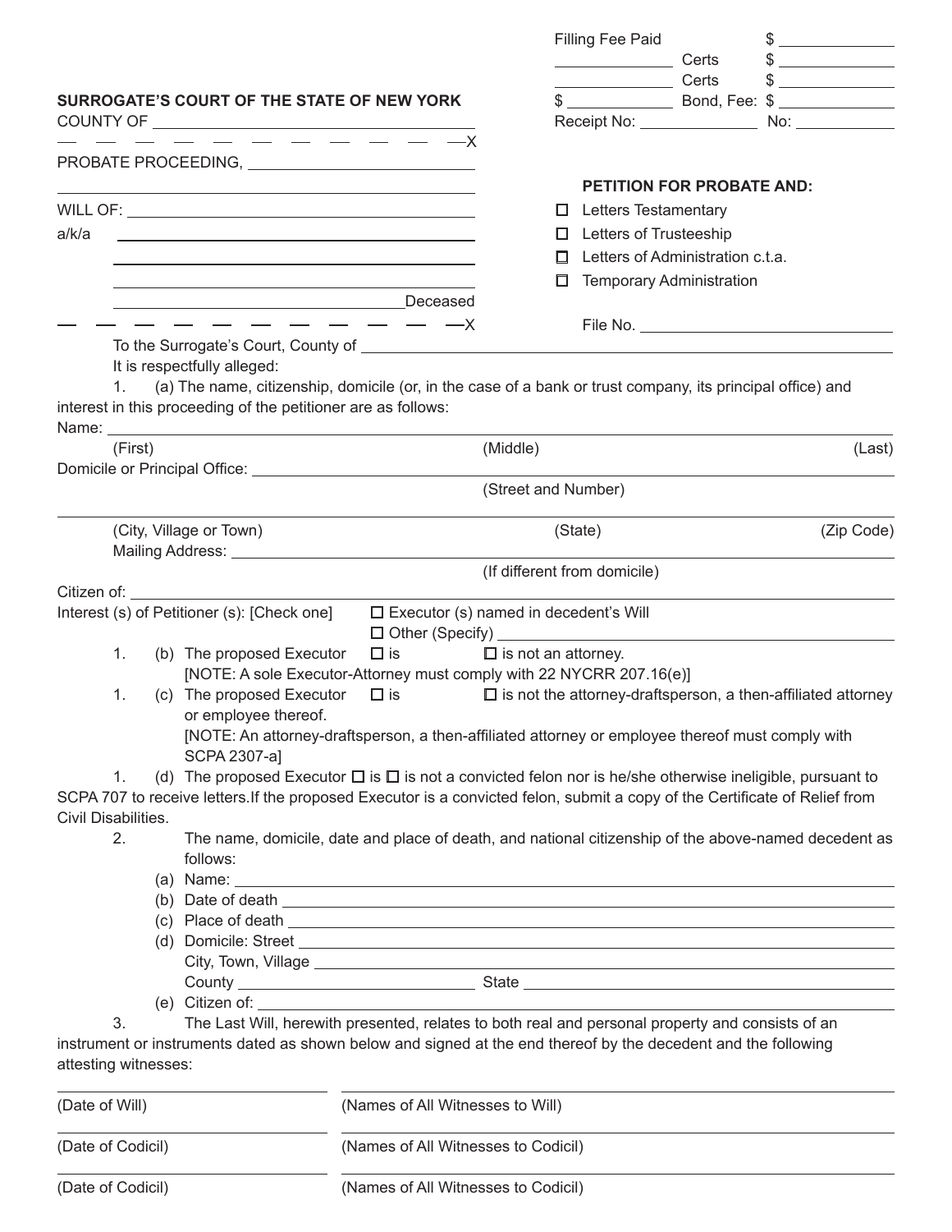Filling Fee Paid $ ____________

____________ Certs $ ____________

____________ Certs $ ____________

$ ____________ Bond, Fee: $ ____________

Receipt No: ____________ No: ____________

**SURROGATE'S COURT OF THE STATE OF NEW YORK**

COUNTY OF ______________________________

— — — — — — — — — — — — X

PROBATE PROCEEDING, ______________________________

______________________________

WILL OF: ______________________________

a/k/a ______________________________

______________________________

______________________________

______________________________ Deceased

— — — — — — — — — — — — X

**PETITION FOR PROBATE AND:**

- ☐ Letters Testamentary
- ☐ Letters of Trusteeship
- ☐ Letters of Administration c.t.a.
- ☐ Temporary Administration

File No. ______________________________

To the Surrogate's Court, County of ______________________________

It is respectfully alleged:

1. (a) The name, citizenship, domicile (or, in the case of a bank or trust company, its principal office) and interest in this proceeding of the petitioner are as follows:

Name: ______________________________

(First) (Middle) (Last)

Domicile or Principal Office: ______________________________

(Street and Number)

______________________________

(City, Village or Town) (State) (Zip Code)

Mailing Address: ______________________________

(If different from domicile)

Citizen of: ______________________________

Interest (s) of Petitioner (s): [Check one] ☐ Executor (s) named in decedent's Will

☐ Other (Specify) ______________________________

1. (b) The proposed Executor ☐ is ☐ is not an attorney.

[NOTE: A sole Executor-Attorney must comply with 22 NYCRR 207.16(e)]

1. (c) The proposed Executor ☐ is ☐ is not the attorney-draftsperson, a then-affiliated attorney or employee thereof.

[NOTE: An attorney-draftsperson, a then-affiliated attorney or employee thereof must comply with SCPA 2307-a]

1. (d) The proposed Executor ☐ is ☐ is not a convicted felon nor is he/she otherwise ineligible, pursuant to SCPA 707 to receive letters.If the proposed Executor is a convicted felon, submit a copy of the Certificate of Relief from Civil Disabilities.

2. The name, domicile, date and place of death, and national citizenship of the above-named decedent as follows:

(a) Name: ______________________________

(b) Date of death ______________________________

(c) Place of death ______________________________

(d) Domicile: Street ______________________________

City, Town, Village ______________________________

County ______________________________ State ______________________________

(e) Citizen of: ______________________________

3. The Last Will, herewith presented, relates to both real and personal property and consists of an instrument or instruments dated as shown below and signed at the end thereof by the decedent and the following attesting witnesses:

______________________________ ______________________________

(Date of Will) (Names of All Witnesses to Will)

______________________________ ______________________________

(Date of Codicil) (Names of All Witnesses to Codicil)

______________________________ ______________________________

(Date of Codicil) (Names of All Witnesses to Codicil)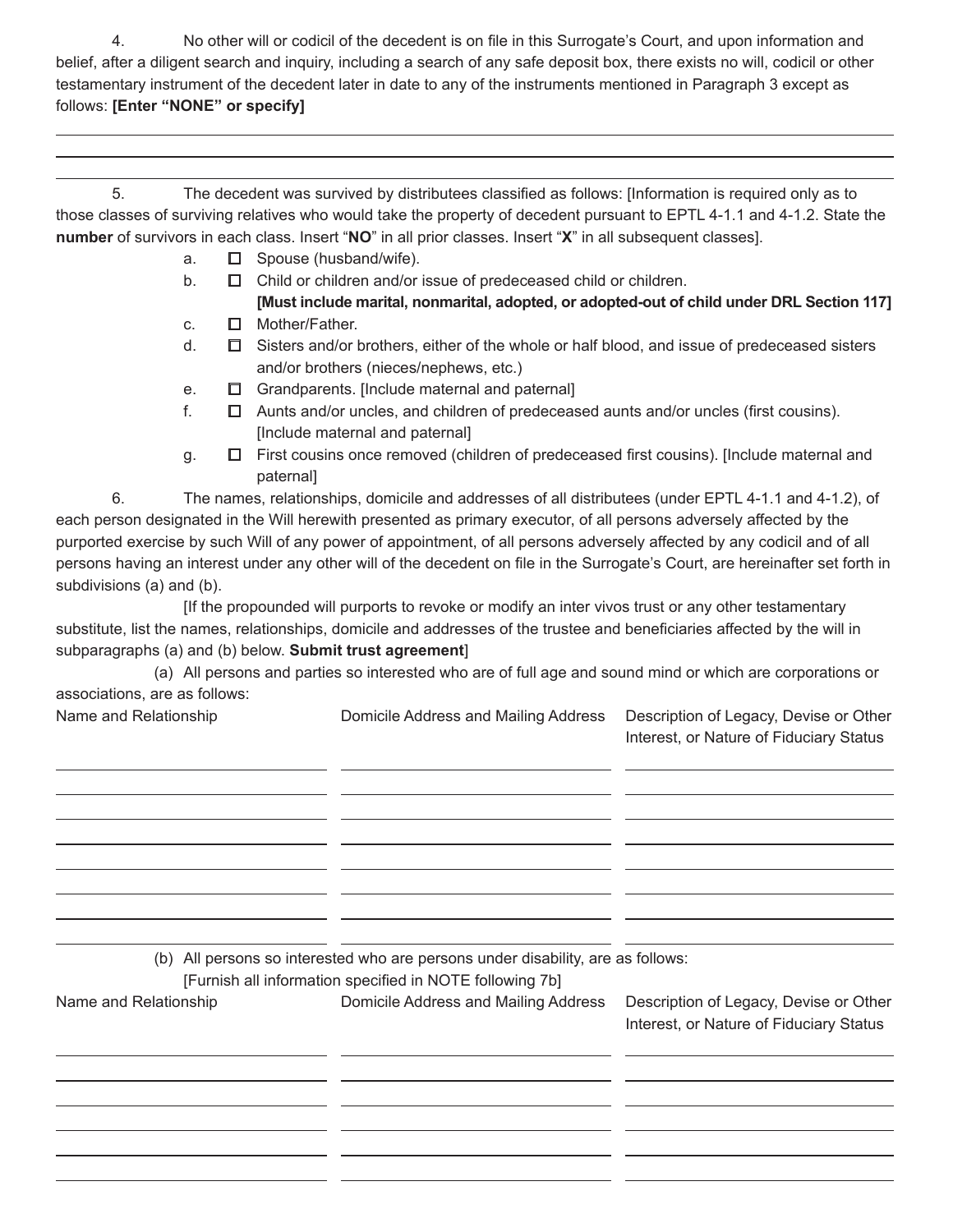4. No other will or codicil of the decedent is on file in this Surrogate's Court, and upon information and belief, after a diligent search and inquiry, including a search of any safe deposit box, there exists no will, codicil or other testamentary instrument of the decedent later in date to any of the instruments mentioned in Paragraph 3 except as follows: **[Enter "NONE" or specify]**

\_\_\_\_\_\_\_\_\_\_\_\_\_\_\_\_\_\_\_\_\_\_\_\_\_\_\_\_\_\_\_\_\_\_\_\_\_\_\_\_\_\_\_\_\_\_\_\_\_\_\_\_\_\_\_\_\_\_\_\_\_\_\_\_\_\_\_\_\_\_\_\_

\_\_\_\_\_\_\_\_\_\_\_\_\_\_\_\_\_\_\_\_\_\_\_\_\_\_\_\_\_\_\_\_\_\_\_\_\_\_\_\_\_\_\_\_\_\_\_\_\_\_\_\_\_\_\_\_\_\_\_\_\_\_\_\_\_\_\_\_\_\_\_\_

\_\_\_\_\_\_\_\_\_\_\_\_\_\_\_\_\_\_\_\_\_\_\_\_\_\_\_\_\_\_\_\_\_\_\_\_\_\_\_\_\_\_\_\_\_\_\_\_\_\_\_\_\_\_\_\_\_\_\_\_\_\_\_\_\_\_\_\_\_\_\_\_

5. The decedent was survived by distributees classified as follows: [Information is required only as to those classes of surviving relatives who would take the property of decedent pursuant to EPTL 4-1.1 and 4-1.2. State the **number** of survivors in each class. Insert "**NO**" in all prior classes. Insert "**X**" in all subsequent classes].

- a. ☐ Spouse (husband/wife).
- b. ☐ Child or children and/or issue of predeceased child or children. **[Must include marital, nonmarital, adopted, or adopted-out of child under DRL Section 117]**
- c. ☐ Mother/Father.
- d. ☐ Sisters and/or brothers, either of the whole or half blood, and issue of predeceased sisters and/or brothers (nieces/nephews, etc.)
- e. ☐ Grandparents. [Include maternal and paternal]
- f. ☐ Aunts and/or uncles, and children of predeceased aunts and/or uncles (first cousins). [Include maternal and paternal]
- g. ☐ First cousins once removed (children of predeceased first cousins). [Include maternal and paternal]

6. The names, relationships, domicile and addresses of all distributees (under EPTL 4-1.1 and 4-1.2), of each person designated in the Will herewith presented as primary executor, of all persons adversely affected by the purported exercise by such Will of any power of appointment, of all persons adversely affected by any codicil and of all persons having an interest under any other will of the decedent on file in the Surrogate's Court, are hereinafter set forth in subdivisions (a) and (b).

[If the propounded will purports to revoke or modify an inter vivos trust or any other testamentary substitute, list the names, relationships, domicile and addresses of the trustee and beneficiaries affected by the will in subparagraphs (a) and (b) below. **Submit trust agreement**]

(a) All persons and parties so interested who are of full age and sound mind or which are corporations or associations, are as follows:

| Name and Relationship | Domicile Address and Mailing Address | Description of Legacy, Devise or Other Interest, or Nature of Fiduciary Status |
|---|---|---|
| | | |
| | | |
| | | |
| | | |
| | | |
| | | |
| | | |
| | | |

(b) All persons so interested who are persons under disability, are as follows: [Furnish all information specified in NOTE following 7b]

| Name and Relationship | Domicile Address and Mailing Address | Description of Legacy, Devise or Other Interest, or Nature of Fiduciary Status |
|---|---|---|
| | | |
| | | |
| | | |
| | | |
| | | |
| | | |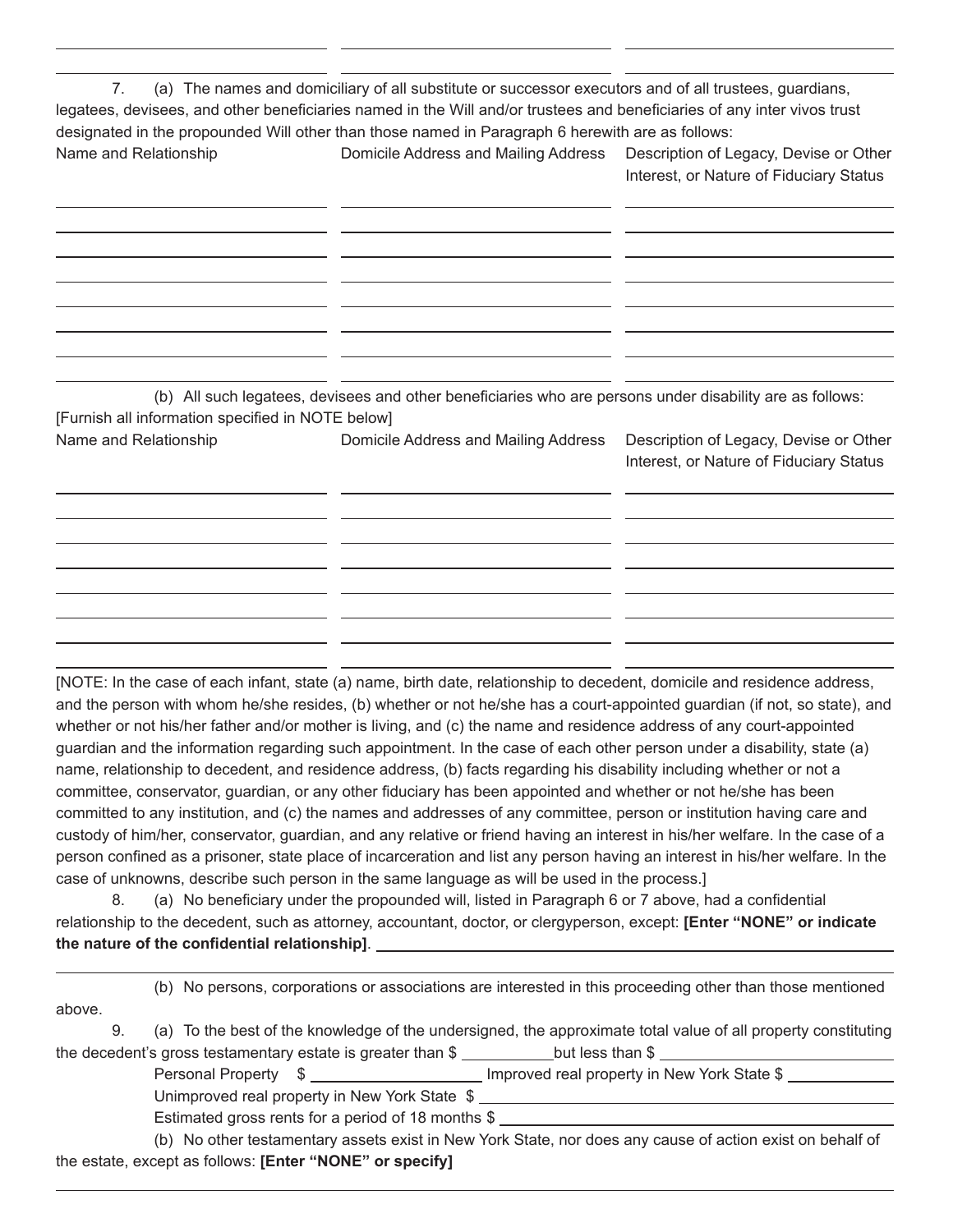7. (a) The names and domiciliary of all substitute or successor executors and of all trustees, guardians, legatees, devisees, and other beneficiaries named in the Will and/or trustees and beneficiaries of any inter vivos trust designated in the propounded Will other than those named in Paragraph 6 herewith are as follows:

| Name and Relationship | Domicile Address and Mailing Address | Description of Legacy, Devise or Other Interest, or Nature of Fiduciary Status |
| --- | --- | --- |
| | | |
| | | |
| | | |
| | | |
| | | |
| | | |
| | | |
| | | |

(b) All such legatees, devisees and other beneficiaries who are persons under disability are as follows: [Furnish all information specified in NOTE below]

| Name and Relationship | Domicile Address and Mailing Address | Description of Legacy, Devise or Other Interest, or Nature of Fiduciary Status |
| --- | --- | --- |
| | | |
| | | |
| | | |
| | | |
| | | |
| | | |
| | | |
| | | |

[NOTE: In the case of each infant, state (a) name, birth date, relationship to decedent, domicile and residence address, and the person with whom he/she resides, (b) whether or not he/she has a court-appointed guardian (if not, so state), and whether or not his/her father and/or mother is living, and (c) the name and residence address of any court-appointed guardian and the information regarding such appointment. In the case of each other person under a disability, state (a) name, relationship to decedent, and residence address, (b) facts regarding his disability including whether or not a committee, conservator, guardian, or any other fiduciary has been appointed and whether or not he/she has been committed to any institution, and (c) the names and addresses of any committee, person or institution having care and custody of him/her, conservator, guardian, and any relative or friend having an interest in his/her welfare. In the case of a person confined as a prisoner, state place of incarceration and list any person having an interest in his/her welfare. In the case of unknowns, describe such person in the same language as will be used in the process.]

8. (a) No beneficiary under the propounded will, listed in Paragraph 6 or 7 above, had a confidential relationship to the decedent, such as attorney, accountant, doctor, or clergyperson, except: **[Enter "NONE" or indicate the nature of the confidential relationship]**. ______________________________

______________________________________________________________________

(b) No persons, corporations or associations are interested in this proceeding other than those mentioned above.

9. (a) To the best of the knowledge of the undersigned, the approximate total value of all property constituting the decedent's gross testamentary estate is greater than $ __________ but less than $ __________

Personal Property $ __________ Improved real property in New York State $ __________

Unimproved real property in New York State $ __________

Estimated gross rents for a period of 18 months $ __________

(b) No other testamentary assets exist in New York State, nor does any cause of action exist on behalf of the estate, except as follows: **[Enter "NONE" or specify]**

______________________________________________________________________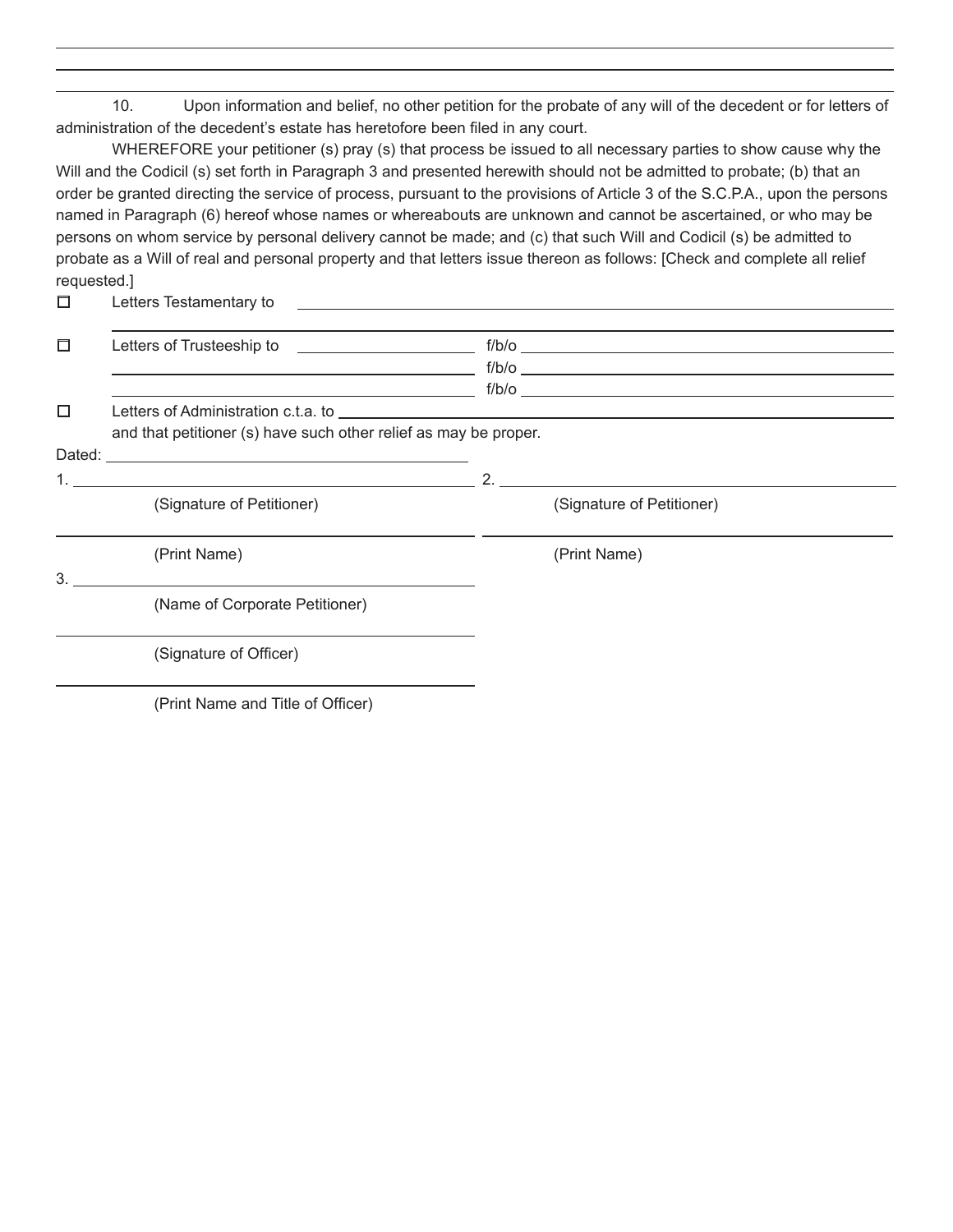10. Upon information and belief, no other petition for the probate of any will of the decedent or for letters of administration of the decedent's estate has heretofore been filed in any court.

WHEREFORE your petitioner (s) pray (s) that process be issued to all necessary parties to show cause why the Will and the Codicil (s) set forth in Paragraph 3 and presented herewith should not be admitted to probate; (b) that an order be granted directing the service of process, pursuant to the provisions of Article 3 of the S.C.P.A., upon the persons named in Paragraph (6) hereof whose names or whereabouts are unknown and cannot be ascertained, or who may be persons on whom service by personal delivery cannot be made; and (c) that such Will and Codicil (s) be admitted to probate as a Will of real and personal property and that letters issue thereon as follows: [Check and complete all relief requested.]

☐ Letters Testamentary to ______________________________

☐ Letters of Trusteeship to ______________ f/b/o ______________
______________ f/b/o ______________
______________ f/b/o ______________

☐ Letters of Administration c.t.a. to ______________________________

and that petitioner (s) have such other relief as may be proper.

Dated: ______________________________

1. ______________________________
(Signature of Petitioner)

______________________________
(Print Name)

2. ______________________________
(Signature of Petitioner)

______________________________
(Print Name)

3. ______________________________
(Name of Corporate Petitioner)

______________________________
(Signature of Officer)

______________________________
(Print Name and Title of Officer)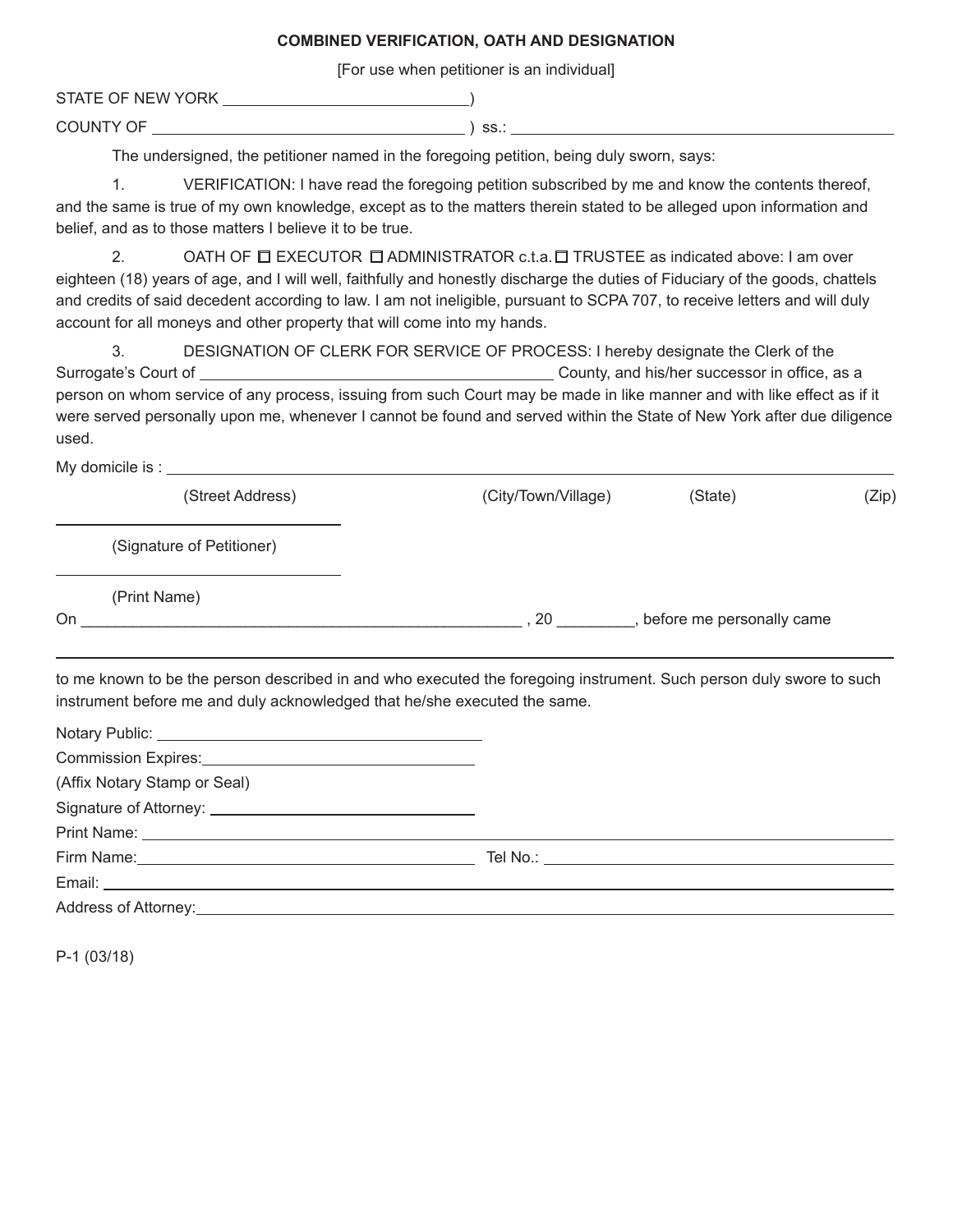**COMBINED VERIFICATION, OATH AND DESIGNATION**

[For use when petitioner is an individual]

STATE OF NEW YORK ______________________)

COUNTY OF ______________________________ ) ss.: ______________________________

The undersigned, the petitioner named in the foregoing petition, being duly sworn, says:

1. VERIFICATION: I have read the foregoing petition subscribed by me and know the contents thereof, and the same is true of my own knowledge, except as to the matters therein stated to be alleged upon information and belief, and as to those matters I believe it to be true.

2. OATH OF ☐ EXECUTOR ☐ ADMINISTRATOR c.t.a. ☐ TRUSTEE as indicated above: I am over eighteen (18) years of age, and I will well, faithfully and honestly discharge the duties of Fiduciary of the goods, chattels and credits of said decedent according to law. I am not ineligible, pursuant to SCPA 707, to receive letters and will duly account for all moneys and other property that will come into my hands.

3. DESIGNATION OF CLERK FOR SERVICE OF PROCESS: I hereby designate the Clerk of the Surrogate's Court of ______________________________ County, and his/her successor in office, as a person on whom service of any process, issuing from such Court may be made in like manner and with like effect as if it were served personally upon me, whenever I cannot be found and served within the State of New York after due diligence used.

My domicile is : ____________________________________________________________

(Street Address) (City/Town/Village) (State) (Zip)

______________________________

(Signature of Petitioner)

______________________________

(Print Name)

On ____________________________________________ , 20 ________, before me personally came

____________________________________________________________

to me known to be the person described in and who executed the foregoing instrument. Such person duly swore to such instrument before me and duly acknowledged that he/she executed the same.

Notary Public: ______________________________

Commission Expires: ______________________________

(Affix Notary Stamp or Seal)

Signature of Attorney: ______________________________

Print Name: ______________________________

Firm Name: ______________________________ Tel No.: ______________________________

Email: ______________________________

Address of Attorney: ______________________________

P-1 (03/18)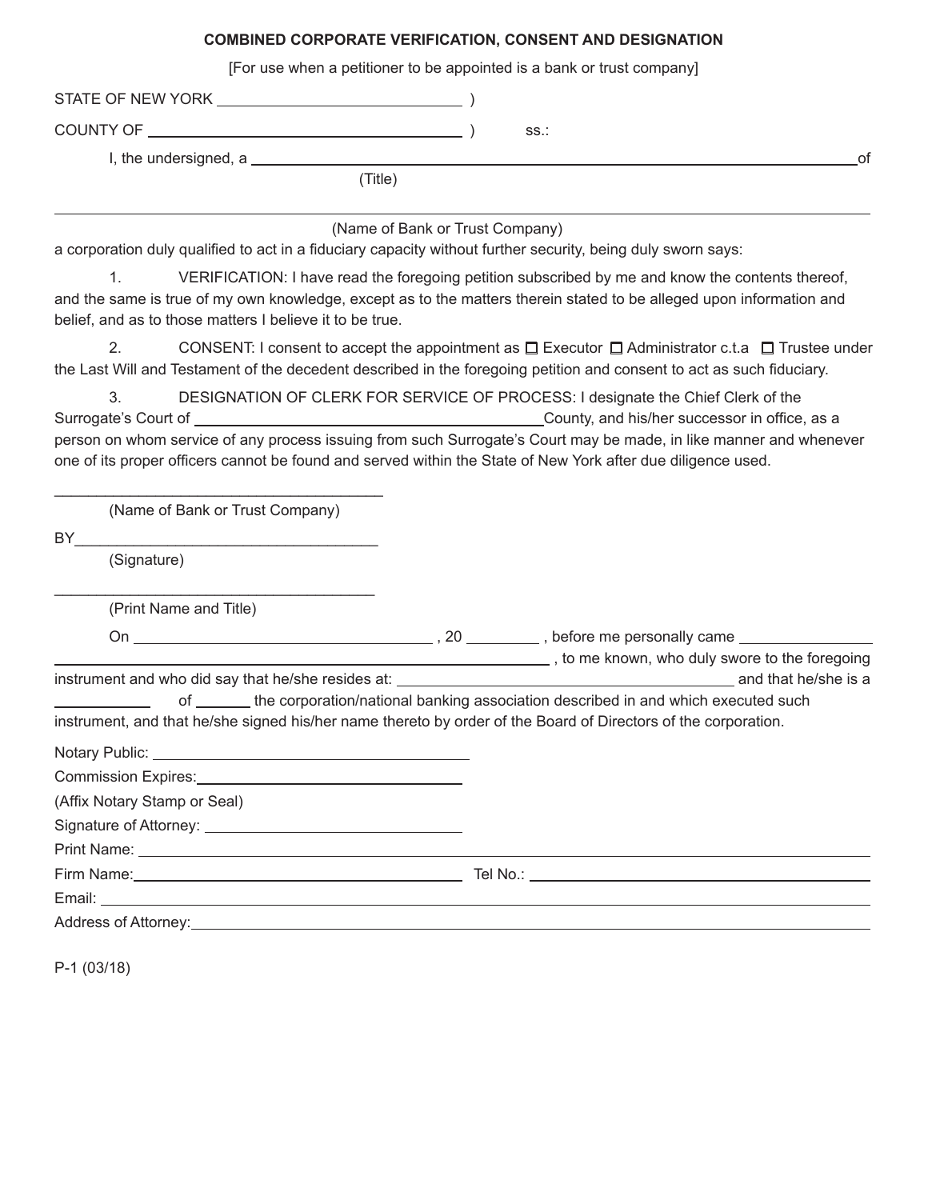## COMBINED CORPORATE VERIFICATION, CONSENT AND DESIGNATION

[For use when a petitioner to be appointed is a bank or trust company]

STATE OF NEW YORK ______________________ )

COUNTY OF ______________________________ ) ss.:

I, the undersigned, a ____________________________________________________________ of
(Title)

____________________________________________________________________________
(Name of Bank or Trust Company)

a corporation duly qualified to act in a fiduciary capacity without further security, being duly sworn says:

1. VERIFICATION: I have read the foregoing petition subscribed by me and know the contents thereof, and the same is true of my own knowledge, except as to the matters therein stated to be alleged upon information and belief, and as to those matters I believe it to be true.

2. CONSENT: I consent to accept the appointment as ☐ Executor ☐ Administrator c.t.a ☐ Trustee under the Last Will and Testament of the decedent described in the foregoing petition and consent to act as such fiduciary.

3. DESIGNATION OF CLERK FOR SERVICE OF PROCESS: I designate the Chief Clerk of the Surrogate's Court of ________________________________ County, and his/her successor in office, as a person on whom service of any process issuing from such Surrogate's Court may be made, in like manner and whenever one of its proper officers cannot be found and served within the State of New York after due diligence used.

______________________________________
(Name of Bank or Trust Company)

BY____________________________________
(Signature)

______________________________________
(Print Name and Title)

On ____________________________, 20 ________ , before me personally came ________________
____________________________________________________, to me known, who duly swore to the foregoing instrument and who did say that he/she resides at: ________________________________ and that he/she is a ____________ of ________ the corporation/national banking association described in and which executed such instrument, and that he/she signed his/her name thereto by order of the Board of Directors of the corporation.

Notary Public: ______________________________

Commission Expires: __________________________

(Affix Notary Stamp or Seal)

Signature of Attorney: ________________________

Print Name: ____________________________________________________________

Firm Name: ______________________________ Tel No.: ______________________________

Email: ________________________________________________________________

Address of Attorney: ______________________________________________________

P-1 (03/18)